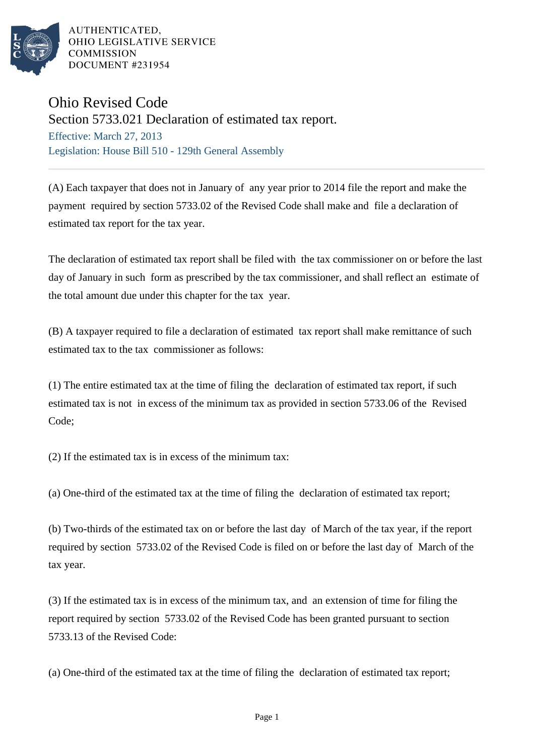AUTHENTICATED,
OHIO LEGISLATIVE SERVICE
COMMISSION
DOCUMENT #231954

# Ohio Revised Code

## Section 5733.021 Declaration of estimated tax report.

Effective: March 27, 2013

Legislation: House Bill 510 - 129th General Assembly

---

(A) Each taxpayer that does not in January of any year prior to 2014 file the report and make the payment required by section 5733.02 of the Revised Code shall make and file a declaration of estimated tax report for the tax year.

The declaration of estimated tax report shall be filed with the tax commissioner on or before the last day of January in such form as prescribed by the tax commissioner, and shall reflect an estimate of the total amount due under this chapter for the tax year.

(B) A taxpayer required to file a declaration of estimated tax report shall make remittance of such estimated tax to the tax commissioner as follows:

(1) The entire estimated tax at the time of filing the declaration of estimated tax report, if such estimated tax is not in excess of the minimum tax as provided in section 5733.06 of the Revised Code;

(2) If the estimated tax is in excess of the minimum tax:

(a) One-third of the estimated tax at the time of filing the declaration of estimated tax report;

(b) Two-thirds of the estimated tax on or before the last day of March of the tax year, if the report required by section 5733.02 of the Revised Code is filed on or before the last day of March of the tax year.

(3) If the estimated tax is in excess of the minimum tax, and an extension of time for filing the report required by section 5733.02 of the Revised Code has been granted pursuant to section 5733.13 of the Revised Code:

(a) One-third of the estimated tax at the time of filing the declaration of estimated tax report;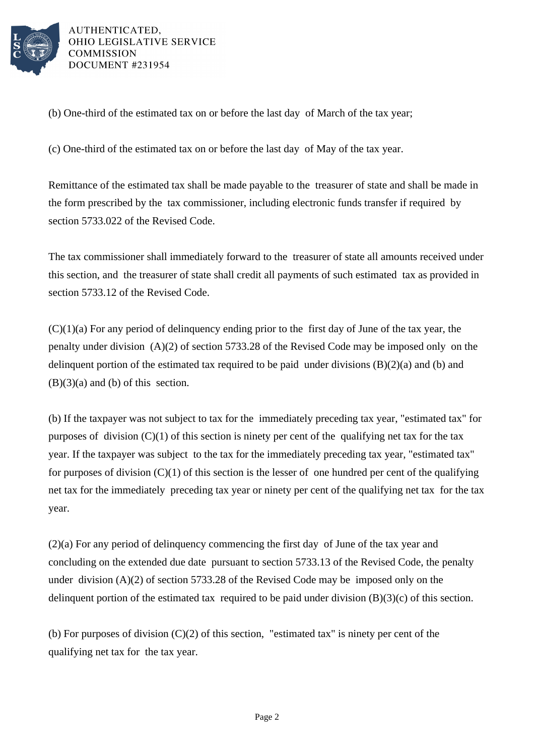(b) One-third of the estimated tax on or before the last day of March of the tax year;

(c) One-third of the estimated tax on or before the last day of May of the tax year.

Remittance of the estimated tax shall be made payable to the treasurer of state and shall be made in the form prescribed by the tax commissioner, including electronic funds transfer if required by section 5733.022 of the Revised Code.

The tax commissioner shall immediately forward to the treasurer of state all amounts received under this section, and the treasurer of state shall credit all payments of such estimated tax as provided in section 5733.12 of the Revised Code.

(C)(1)(a) For any period of delinquency ending prior to the first day of June of the tax year, the penalty under division (A)(2) of section 5733.28 of the Revised Code may be imposed only on the delinquent portion of the estimated tax required to be paid under divisions (B)(2)(a) and (b) and (B)(3)(a) and (b) of this section.

(b) If the taxpayer was not subject to tax for the immediately preceding tax year, "estimated tax" for purposes of division (C)(1) of this section is ninety per cent of the qualifying net tax for the tax year. If the taxpayer was subject to the tax for the immediately preceding tax year, "estimated tax" for purposes of division (C)(1) of this section is the lesser of one hundred per cent of the qualifying net tax for the immediately preceding tax year or ninety per cent of the qualifying net tax for the tax year.

(2)(a) For any period of delinquency commencing the first day of June of the tax year and concluding on the extended due date pursuant to section 5733.13 of the Revised Code, the penalty under division (A)(2) of section 5733.28 of the Revised Code may be imposed only on the delinquent portion of the estimated tax required to be paid under division (B)(3)(c) of this section.

(b) For purposes of division (C)(2) of this section, "estimated tax" is ninety per cent of the qualifying net tax for the tax year.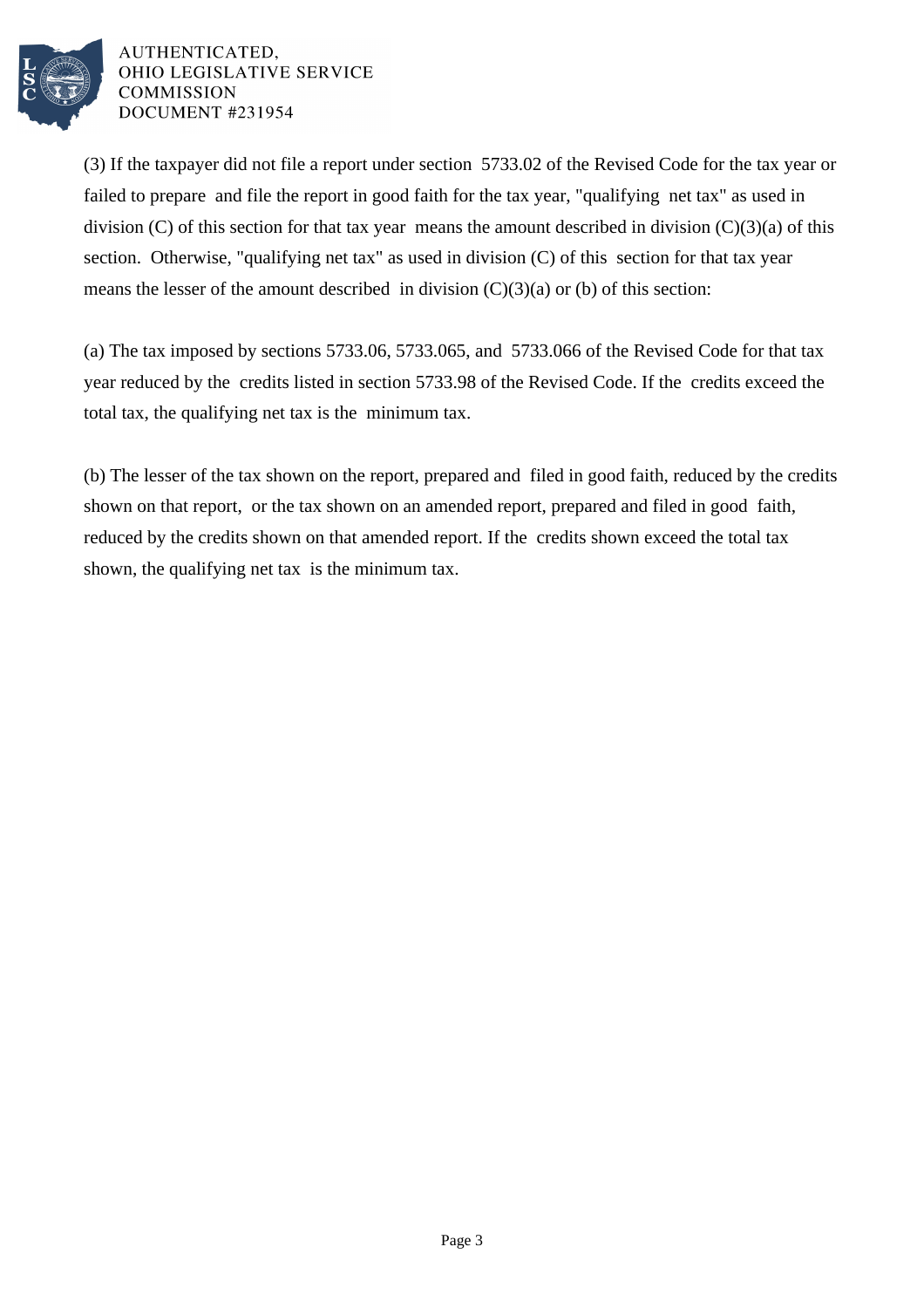(3) If the taxpayer did not file a report under section 5733.02 of the Revised Code for the tax year or failed to prepare and file the report in good faith for the tax year, "qualifying net tax" as used in division (C) of this section for that tax year means the amount described in division (C)(3)(a) of this section. Otherwise, "qualifying net tax" as used in division (C) of this section for that tax year means the lesser of the amount described in division (C)(3)(a) or (b) of this section:

(a) The tax imposed by sections 5733.06, 5733.065, and 5733.066 of the Revised Code for that tax year reduced by the credits listed in section 5733.98 of the Revised Code. If the credits exceed the total tax, the qualifying net tax is the minimum tax.

(b) The lesser of the tax shown on the report, prepared and filed in good faith, reduced by the credits shown on that report, or the tax shown on an amended report, prepared and filed in good faith, reduced by the credits shown on that amended report. If the credits shown exceed the total tax shown, the qualifying net tax is the minimum tax.